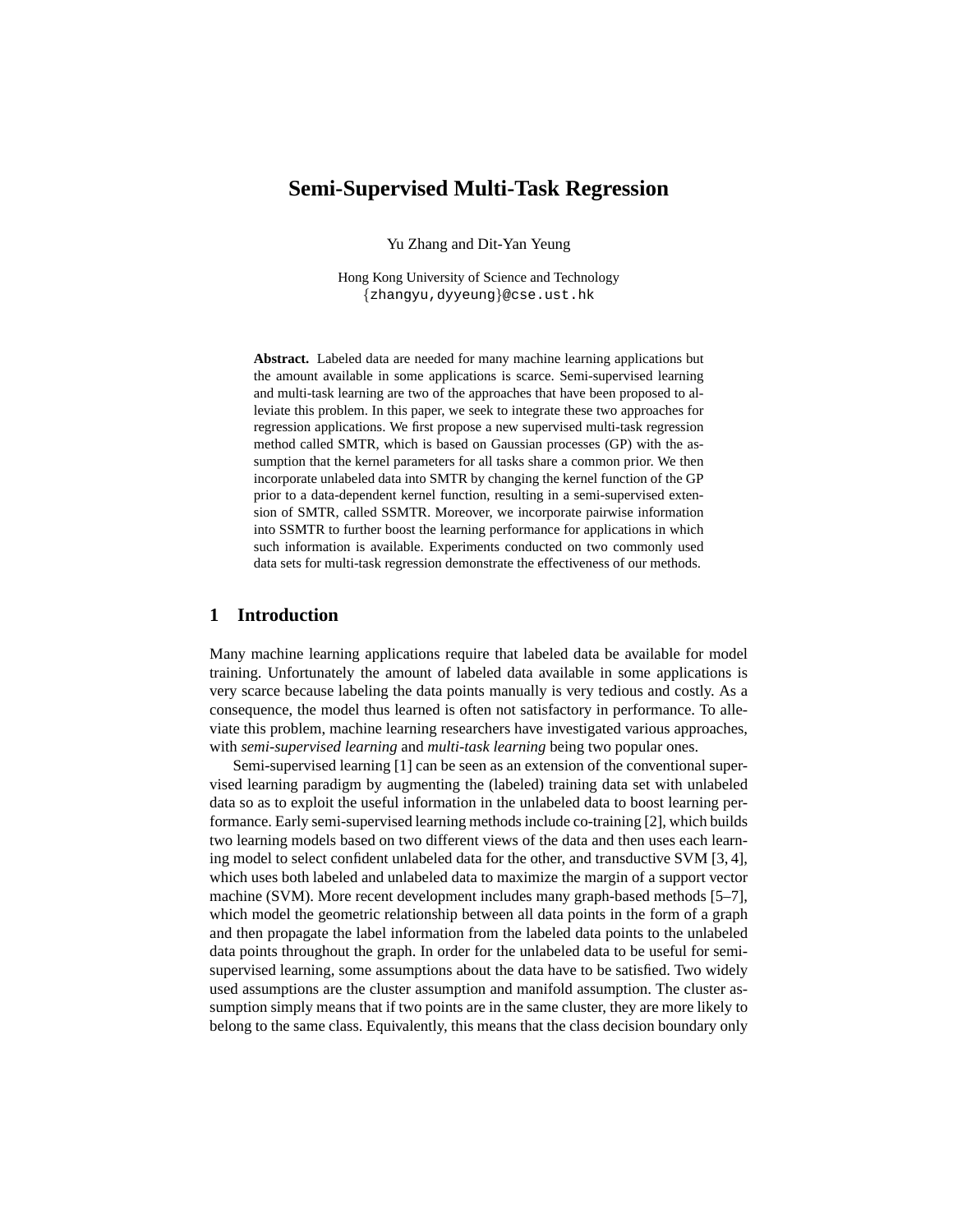# Semi-Supervised Multi-Task Regression

Yu Zhang and Dit-Yan Yeung

Hong Kong University of Science and Technology
{zhangyu,dyyeung}@cse.ust.hk

**Abstract.** Labeled data are needed for many machine learning applications but the amount available in some applications is scarce. Semi-supervised learning and multi-task learning are two of the approaches that have been proposed to alleviate this problem. In this paper, we seek to integrate these two approaches for regression applications. We first propose a new supervised multi-task regression method called SMTR, which is based on Gaussian processes (GP) with the assumption that the kernel parameters for all tasks share a common prior. We then incorporate unlabeled data into SMTR by changing the kernel function of the GP prior to a data-dependent kernel function, resulting in a semi-supervised extension of SMTR, called SSMTR. Moreover, we incorporate pairwise information into SSMTR to further boost the learning performance for applications in which such information is available. Experiments conducted on two commonly used data sets for multi-task regression demonstrate the effectiveness of our methods.

## 1 Introduction

Many machine learning applications require that labeled data be available for model training. Unfortunately the amount of labeled data available in some applications is very scarce because labeling the data points manually is very tedious and costly. As a consequence, the model thus learned is often not satisfactory in performance. To alleviate this problem, machine learning researchers have investigated various approaches, with *semi-supervised learning* and *multi-task learning* being two popular ones.

Semi-supervised learning [1] can be seen as an extension of the conventional supervised learning paradigm by augmenting the (labeled) training data set with unlabeled data so as to exploit the useful information in the unlabeled data to boost learning performance. Early semi-supervised learning methods include co-training [2], which builds two learning models based on two different views of the data and then uses each learning model to select confident unlabeled data for the other, and transductive SVM [3, 4], which uses both labeled and unlabeled data to maximize the margin of a support vector machine (SVM). More recent development includes many graph-based methods [5–7], which model the geometric relationship between all data points in the form of a graph and then propagate the label information from the labeled data points to the unlabeled data points throughout the graph. In order for the unlabeled data to be useful for semi-supervised learning, some assumptions about the data have to be satisfied. Two widely used assumptions are the cluster assumption and manifold assumption. The cluster assumption simply means that if two points are in the same cluster, they are more likely to belong to the same class. Equivalently, this means that the class decision boundary only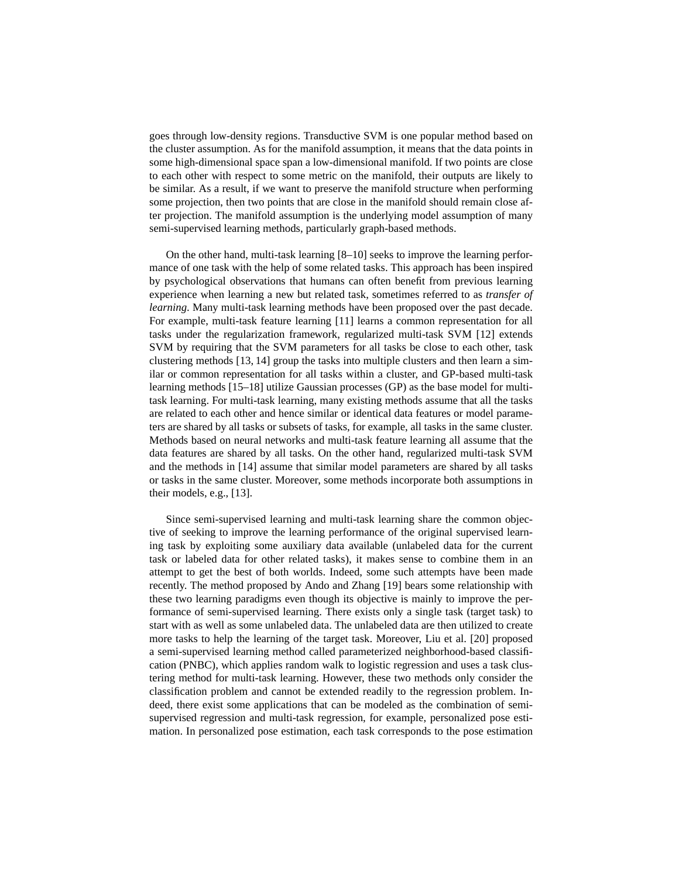goes through low-density regions. Transductive SVM is one popular method based on the cluster assumption. As for the manifold assumption, it means that the data points in some high-dimensional space span a low-dimensional manifold. If two points are close to each other with respect to some metric on the manifold, their outputs are likely to be similar. As a result, if we want to preserve the manifold structure when performing some projection, then two points that are close in the manifold should remain close after projection. The manifold assumption is the underlying model assumption of many semi-supervised learning methods, particularly graph-based methods.

On the other hand, multi-task learning [8–10] seeks to improve the learning performance of one task with the help of some related tasks. This approach has been inspired by psychological observations that humans can often benefit from previous learning experience when learning a new but related task, sometimes referred to as *transfer of learning*. Many multi-task learning methods have been proposed over the past decade. For example, multi-task feature learning [11] learns a common representation for all tasks under the regularization framework, regularized multi-task SVM [12] extends SVM by requiring that the SVM parameters for all tasks be close to each other, task clustering methods [13, 14] group the tasks into multiple clusters and then learn a similar or common representation for all tasks within a cluster, and GP-based multi-task learning methods [15–18] utilize Gaussian processes (GP) as the base model for multi-task learning. For multi-task learning, many existing methods assume that all the tasks are related to each other and hence similar or identical data features or model parameters are shared by all tasks or subsets of tasks, for example, all tasks in the same cluster. Methods based on neural networks and multi-task feature learning all assume that the data features are shared by all tasks. On the other hand, regularized multi-task SVM and the methods in [14] assume that similar model parameters are shared by all tasks or tasks in the same cluster. Moreover, some methods incorporate both assumptions in their models, e.g., [13].

Since semi-supervised learning and multi-task learning share the common objective of seeking to improve the learning performance of the original supervised learning task by exploiting some auxiliary data available (unlabeled data for the current task or labeled data for other related tasks), it makes sense to combine them in an attempt to get the best of both worlds. Indeed, some such attempts have been made recently. The method proposed by Ando and Zhang [19] bears some relationship with these two learning paradigms even though its objective is mainly to improve the performance of semi-supervised learning. There exists only a single task (target task) to start with as well as some unlabeled data. The unlabeled data are then utilized to create more tasks to help the learning of the target task. Moreover, Liu et al. [20] proposed a semi-supervised learning method called parameterized neighborhood-based classification (PNBC), which applies random walk to logistic regression and uses a task clustering method for multi-task learning. However, these two methods only consider the classification problem and cannot be extended readily to the regression problem. Indeed, there exist some applications that can be modeled as the combination of semi-supervised regression and multi-task regression, for example, personalized pose estimation. In personalized pose estimation, each task corresponds to the pose estimation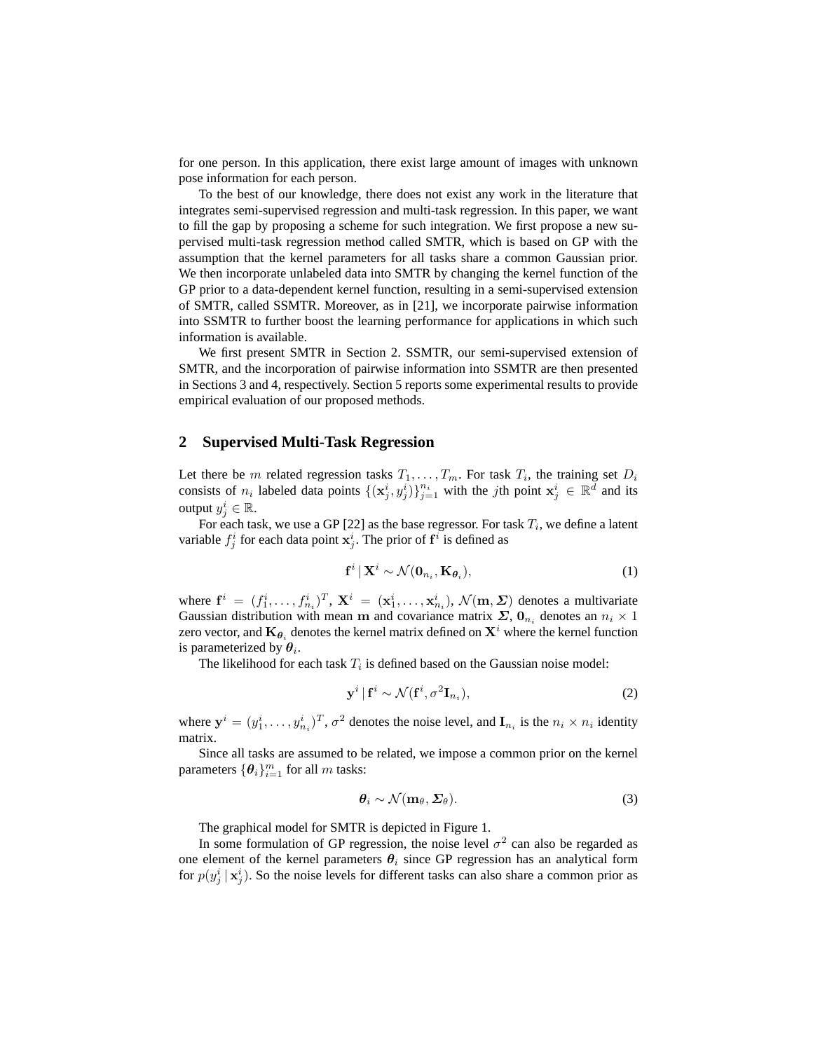for one person. In this application, there exist large amount of images with unknown pose information for each person.

To the best of our knowledge, there does not exist any work in the literature that integrates semi-supervised regression and multi-task regression. In this paper, we want to fill the gap by proposing a scheme for such integration. We first propose a new supervised multi-task regression method called SMTR, which is based on GP with the assumption that the kernel parameters for all tasks share a common Gaussian prior. We then incorporate unlabeled data into SMTR by changing the kernel function of the GP prior to a data-dependent kernel function, resulting in a semi-supervised extension of SMTR, called SSMTR. Moreover, as in [21], we incorporate pairwise information into SSMTR to further boost the learning performance for applications in which such information is available.

We first present SMTR in Section 2. SSMTR, our semi-supervised extension of SMTR, and the incorporation of pairwise information into SSMTR are then presented in Sections 3 and 4, respectively. Section 5 reports some experimental results to provide empirical evaluation of our proposed methods.

## 2 Supervised Multi-Task Regression

Let there be $m$ related regression tasks $T_1, \ldots, T_m$. For task $T_i$, the training set $D_i$ consists of $n_i$ labeled data points $\{(\mathbf{x}_j^i, y_j^i)\}_{j=1}^{n_i}$ with the $j$th point $\mathbf{x}_j^i \in \mathbb{R}^d$ and its output $y_j^i \in \mathbb{R}$.

For each task, we use a GP [22] as the base regressor. For task $T_i$, we define a latent variable $f_j^i$ for each data point $\mathbf{x}_j^i$. The prior of $\mathbf{f}^i$ is defined as

$$\mathbf{f}^i \,|\, \mathbf{X}^i \sim \mathcal{N}(\mathbf{0}_{n_i}, \mathbf{K}_{\boldsymbol{\theta}_i}), \tag{1}$$

where $\mathbf{f}^i = (f_1^i, \ldots, f_{n_i}^i)^T$, $\mathbf{X}^i = (\mathbf{x}_1^i, \ldots, \mathbf{x}_{n_i}^i)$, $\mathcal{N}(\mathbf{m}, \boldsymbol{\Sigma})$ denotes a multivariate Gaussian distribution with mean $\mathbf{m}$ and covariance matrix $\boldsymbol{\Sigma}$, $\mathbf{0}_{n_i}$ denotes an $n_i \times 1$ zero vector, and $\mathbf{K}_{\boldsymbol{\theta}_i}$ denotes the kernel matrix defined on $\mathbf{X}^i$ where the kernel function is parameterized by $\boldsymbol{\theta}_i$.

The likelihood for each task $T_i$ is defined based on the Gaussian noise model:

$$\mathbf{y}^i \,|\, \mathbf{f}^i \sim \mathcal{N}(\mathbf{f}^i, \sigma^2 \mathbf{I}_{n_i}), \tag{2}$$

where $\mathbf{y}^i = (y_1^i, \ldots, y_{n_i}^i)^T$, $\sigma^2$ denotes the noise level, and $\mathbf{I}_{n_i}$ is the $n_i \times n_i$ identity matrix.

Since all tasks are assumed to be related, we impose a common prior on the kernel parameters $\{\boldsymbol{\theta}_i\}_{i=1}^m$ for all $m$ tasks:

$$\boldsymbol{\theta}_i \sim \mathcal{N}(\mathbf{m}_\theta, \boldsymbol{\Sigma}_\theta). \tag{3}$$

The graphical model for SMTR is depicted in Figure 1.

In some formulation of GP regression, the noise level $\sigma^2$ can also be regarded as one element of the kernel parameters $\boldsymbol{\theta}_i$ since GP regression has an analytical form for $p(y_j^i \,|\, \mathbf{x}_j^i)$. So the noise levels for different tasks can also share a common prior as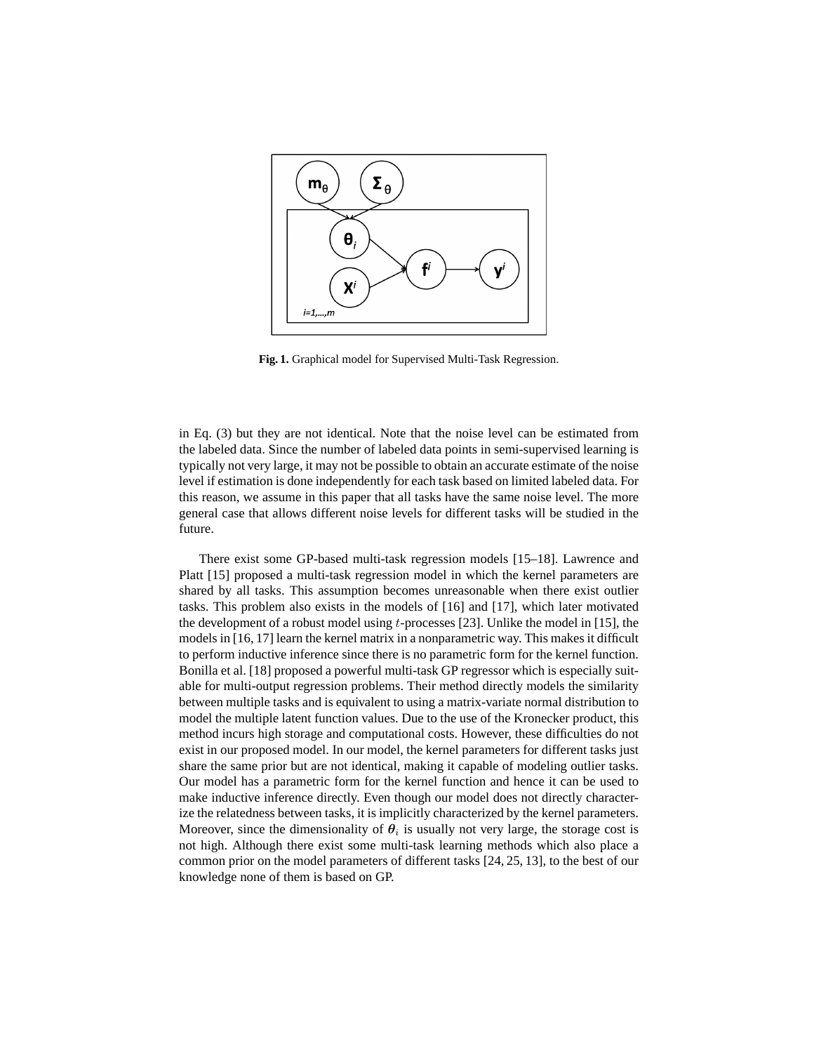**Fig. 1.** Graphical model for Supervised Multi-Task Regression.

in Eq. (3) but they are not identical. Note that the noise level can be estimated from the labeled data. Since the number of labeled data points in semi-supervised learning is typically not very large, it may not be possible to obtain an accurate estimate of the noise level if estimation is done independently for each task based on limited labeled data. For this reason, we assume in this paper that all tasks have the same noise level. The more general case that allows different noise levels for different tasks will be studied in the future.

There exist some GP-based multi-task regression models [15–18]. Lawrence and Platt [15] proposed a multi-task regression model in which the kernel parameters are shared by all tasks. This assumption becomes unreasonable when there exist outlier tasks. This problem also exists in the models of [16] and [17], which later motivated the development of a robust model using $t$-processes [23]. Unlike the model in [15], the models in [16, 17] learn the kernel matrix in a nonparametric way. This makes it difficult to perform inductive inference since there is no parametric form for the kernel function. Bonilla et al. [18] proposed a powerful multi-task GP regressor which is especially suitable for multi-output regression problems. Their method directly models the similarity between multiple tasks and is equivalent to using a matrix-variate normal distribution to model the multiple latent function values. Due to the use of the Kronecker product, this method incurs high storage and computational costs. However, these difficulties do not exist in our proposed model. In our model, the kernel parameters for different tasks just share the same prior but are not identical, making it capable of modeling outlier tasks. Our model has a parametric form for the kernel function and hence it can be used to make inductive inference directly. Even though our model does not directly characterize the relatedness between tasks, it is implicitly characterized by the kernel parameters. Moreover, since the dimensionality of $\boldsymbol{\theta}_i$ is usually not very large, the storage cost is not high. Although there exist some multi-task learning methods which also place a common prior on the model parameters of different tasks [24, 25, 13], to the best of our knowledge none of them is based on GP.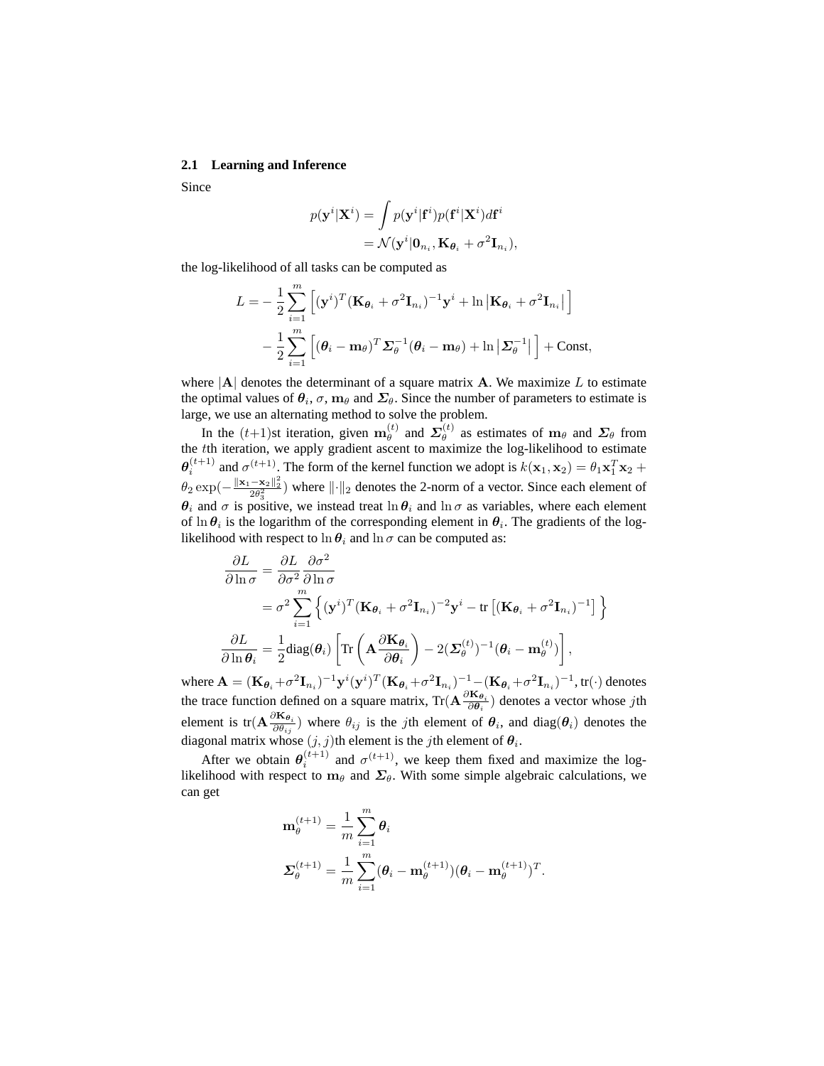### 2.1 Learning and Inference

Since

$$
\begin{aligned}
p(\mathbf{y}^i|\mathbf{X}^i) &= \int p(\mathbf{y}^i|\mathbf{f}^i)p(\mathbf{f}^i|\mathbf{X}^i)d\mathbf{f}^i \\
&= \mathcal{N}(\mathbf{y}^i|\mathbf{0}_{n_i}, \mathbf{K}_{\boldsymbol{\theta}_i} + \sigma^2\mathbf{I}_{n_i}),
\end{aligned}
$$

the log-likelihood of all tasks can be computed as

$$
\begin{aligned}
L = &-\frac{1}{2}\sum_{i=1}^{m}\left[(\mathbf{y}^i)^T(\mathbf{K}_{\boldsymbol{\theta}_i} + \sigma^2\mathbf{I}_{n_i})^{-1}\mathbf{y}^i + \ln\left|\mathbf{K}_{\boldsymbol{\theta}_i} + \sigma^2\mathbf{I}_{n_i}\right|\right] \\
&- \frac{1}{2}\sum_{i=1}^{m}\left[(\boldsymbol{\theta}_i - \mathbf{m}_\theta)^T\boldsymbol{\Sigma}_\theta^{-1}(\boldsymbol{\theta}_i - \mathbf{m}_\theta) + \ln\left|\boldsymbol{\Sigma}_\theta^{-1}\right|\right] + \text{Const},
\end{aligned}
$$

where $|\mathbf{A}|$ denotes the determinant of a square matrix $\mathbf{A}$. We maximize $L$ to estimate the optimal values of $\boldsymbol{\theta}_i$, $\sigma$, $\mathbf{m}_\theta$ and $\boldsymbol{\Sigma}_\theta$. Since the number of parameters to estimate is large, we use an alternating method to solve the problem.

In the $(t+1)$st iteration, given $\mathbf{m}_\theta^{(t)}$ and $\boldsymbol{\Sigma}_\theta^{(t)}$ as estimates of $\mathbf{m}_\theta$ and $\boldsymbol{\Sigma}_\theta$ from the $t$th iteration, we apply gradient ascent to maximize the log-likelihood to estimate $\boldsymbol{\theta}_i^{(t+1)}$ and $\sigma^{(t+1)}$. The form of the kernel function we adopt is $k(\mathbf{x}_1, \mathbf{x}_2) = \theta_1\mathbf{x}_1^T\mathbf{x}_2 + \theta_2\exp(-\frac{\|\mathbf{x}_1-\mathbf{x}_2\|_2^2}{2\theta_3^2})$ where $\|\cdot\|_2$ denotes the 2-norm of a vector. Since each element of $\boldsymbol{\theta}_i$ and $\sigma$ is positive, we instead treat $\ln\boldsymbol{\theta}_i$ and $\ln\sigma$ as variables, where each element of $\ln\boldsymbol{\theta}_i$ is the logarithm of the corresponding element in $\boldsymbol{\theta}_i$. The gradients of the log-likelihood with respect to $\ln\boldsymbol{\theta}_i$ and $\ln\sigma$ can be computed as:

$$
\begin{aligned}
\frac{\partial L}{\partial \ln\sigma} &= \frac{\partial L}{\partial \sigma^2}\frac{\partial \sigma^2}{\partial \ln\sigma} \\
&= \sigma^2\sum_{i=1}^{m}\left\{(\mathbf{y}^i)^T(\mathbf{K}_{\boldsymbol{\theta}_i} + \sigma^2\mathbf{I}_{n_i})^{-2}\mathbf{y}^i - \text{tr}\left[(\mathbf{K}_{\boldsymbol{\theta}_i} + \sigma^2\mathbf{I}_{n_i})^{-1}\right]\right\} \\
\frac{\partial L}{\partial \ln\boldsymbol{\theta}_i} &= \frac{1}{2}\text{diag}(\boldsymbol{\theta}_i)\left[\text{Tr}\left(\mathbf{A}\frac{\partial \mathbf{K}_{\boldsymbol{\theta}_i}}{\partial \boldsymbol{\theta}_i}\right) - 2(\boldsymbol{\Sigma}_\theta^{(t)})^{-1}(\boldsymbol{\theta}_i - \mathbf{m}_\theta^{(t)})\right],
\end{aligned}
$$

where $\mathbf{A} = (\mathbf{K}_{\boldsymbol{\theta}_i}+\sigma^2\mathbf{I}_{n_i})^{-1}\mathbf{y}^i(\mathbf{y}^i)^T(\mathbf{K}_{\boldsymbol{\theta}_i}+\sigma^2\mathbf{I}_{n_i})^{-1} - (\mathbf{K}_{\boldsymbol{\theta}_i}+\sigma^2\mathbf{I}_{n_i})^{-1}$, $\text{tr}(\cdot)$ denotes the trace function defined on a square matrix, $\text{Tr}(\mathbf{A}\frac{\partial \mathbf{K}_{\boldsymbol{\theta}_i}}{\partial \boldsymbol{\theta}_i})$ denotes a vector whose $j$th element is $\text{tr}(\mathbf{A}\frac{\partial \mathbf{K}_{\boldsymbol{\theta}_i}}{\partial \theta_{ij}})$ where $\theta_{ij}$ is the $j$th element of $\boldsymbol{\theta}_i$, and $\text{diag}(\boldsymbol{\theta}_i)$ denotes the diagonal matrix whose $(j,j)$th element is the $j$th element of $\boldsymbol{\theta}_i$.

After we obtain $\boldsymbol{\theta}_i^{(t+1)}$ and $\sigma^{(t+1)}$, we keep them fixed and maximize the log-likelihood with respect to $\mathbf{m}_\theta$ and $\boldsymbol{\Sigma}_\theta$. With some simple algebraic calculations, we can get

$$
\begin{aligned}
\mathbf{m}_\theta^{(t+1)} &= \frac{1}{m}\sum_{i=1}^{m}\boldsymbol{\theta}_i \\
\boldsymbol{\Sigma}_\theta^{(t+1)} &= \frac{1}{m}\sum_{i=1}^{m}(\boldsymbol{\theta}_i - \mathbf{m}_\theta^{(t+1)})(\boldsymbol{\theta}_i - \mathbf{m}_\theta^{(t+1)})^T.
\end{aligned}
$$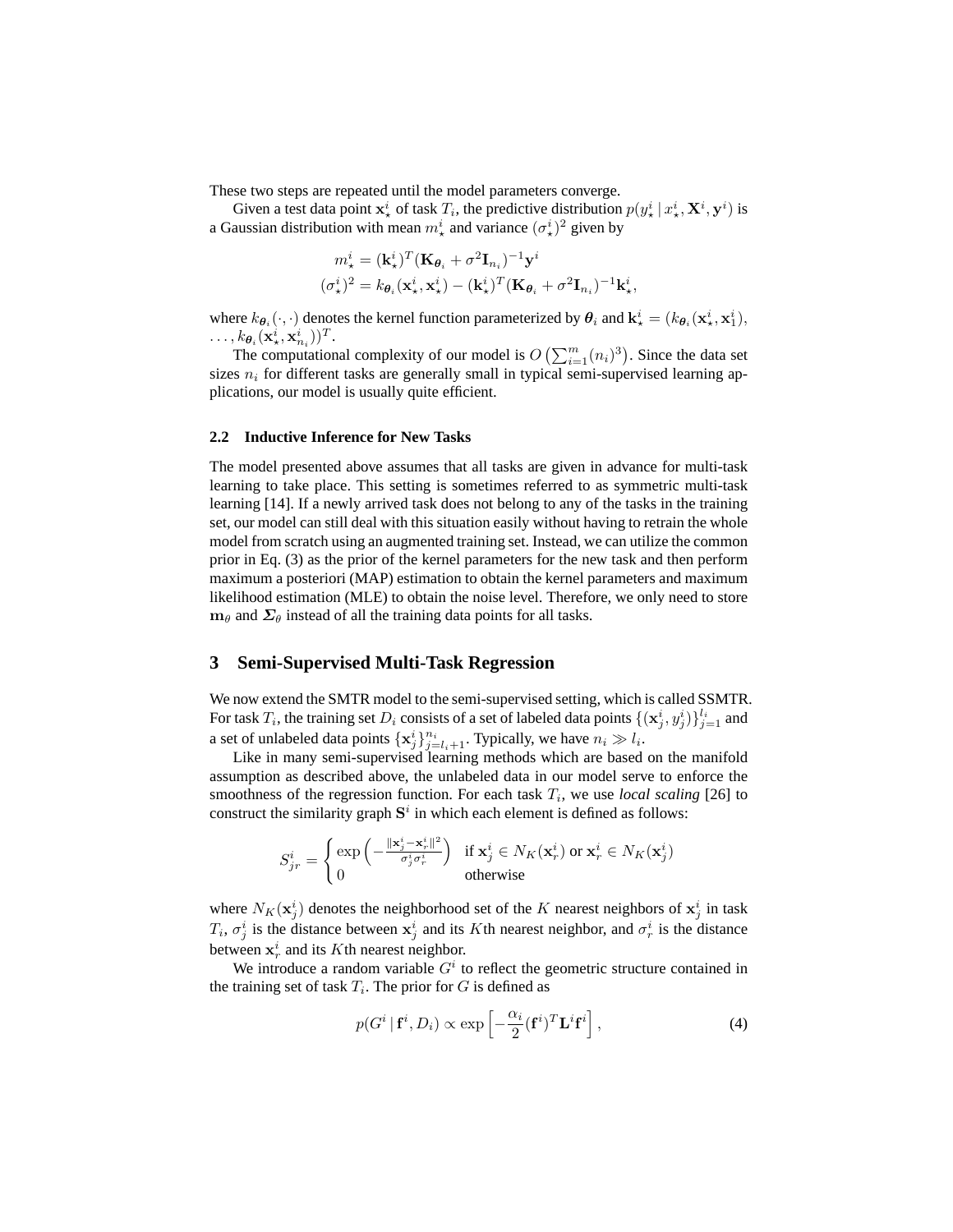These two steps are repeated until the model parameters converge.

Given a test data point $\mathbf{x}_\star^i$ of task $T_i$, the predictive distribution $p(y_\star^i \mid x_\star^i, \mathbf{X}^i, \mathbf{y}^i)$ is a Gaussian distribution with mean $m_\star^i$ and variance $(\sigma_\star^i)^2$ given by

$$
\begin{aligned}
m_\star^i &= (\mathbf{k}_\star^i)^T (\mathbf{K}_{\boldsymbol{\theta}_i} + \sigma^2 \mathbf{I}_{n_i})^{-1} \mathbf{y}^i \\
(\sigma_\star^i)^2 &= k_{\boldsymbol{\theta}_i}(\mathbf{x}_\star^i, \mathbf{x}_\star^i) - (\mathbf{k}_\star^i)^T (\mathbf{K}_{\boldsymbol{\theta}_i} + \sigma^2 \mathbf{I}_{n_i})^{-1} \mathbf{k}_\star^i,
\end{aligned}
$$

where $k_{\boldsymbol{\theta}_i}(\cdot,\cdot)$ denotes the kernel function parameterized by $\boldsymbol{\theta}_i$ and $\mathbf{k}_\star^i = (k_{\boldsymbol{\theta}_i}(\mathbf{x}_\star^i, \mathbf{x}_1^i), \ldots, k_{\boldsymbol{\theta}_i}(\mathbf{x}_\star^i, \mathbf{x}_{n_i}^i))^T$.

The computational complexity of our model is $O\left(\sum_{i=1}^m (n_i)^3\right)$. Since the data set sizes $n_i$ for different tasks are generally small in typical semi-supervised learning applications, our model is usually quite efficient.

### 2.2 Inductive Inference for New Tasks

The model presented above assumes that all tasks are given in advance for multi-task learning to take place. This setting is sometimes referred to as symmetric multi-task learning [14]. If a newly arrived task does not belong to any of the tasks in the training set, our model can still deal with this situation easily without having to retrain the whole model from scratch using an augmented training set. Instead, we can utilize the common prior in Eq. (3) as the prior of the kernel parameters for the new task and then perform maximum a posteriori (MAP) estimation to obtain the kernel parameters and maximum likelihood estimation (MLE) to obtain the noise level. Therefore, we only need to store $\mathbf{m}_\theta$ and $\boldsymbol{\Sigma}_\theta$ instead of all the training data points for all tasks.

## 3 Semi-Supervised Multi-Task Regression

We now extend the SMTR model to the semi-supervised setting, which is called SSMTR. For task $T_i$, the training set $D_i$ consists of a set of labeled data points $\{(\mathbf{x}_j^i, y_j^i)\}_{j=1}^{l_i}$ and a set of unlabeled data points $\{\mathbf{x}_j^i\}_{j=l_i+1}^{n_i}$. Typically, we have $n_i \gg l_i$.

Like in many semi-supervised learning methods which are based on the manifold assumption as described above, the unlabeled data in our model serve to enforce the smoothness of the regression function. For each task $T_i$, we use *local scaling* [26] to construct the similarity graph $\mathbf{S}^i$ in which each element is defined as follows:

$$
S_{jr}^i = \begin{cases} \exp\left(-\frac{\|\mathbf{x}_j^i - \mathbf{x}_r^i\|^2}{\sigma_j^i \sigma_r^i}\right) & \text{if } \mathbf{x}_j^i \in N_K(\mathbf{x}_r^i) \text{ or } \mathbf{x}_r^i \in N_K(\mathbf{x}_j^i) \\ 0 & \text{otherwise} \end{cases}
$$

where $N_K(\mathbf{x}_j^i)$ denotes the neighborhood set of the $K$ nearest neighbors of $\mathbf{x}_j^i$ in task $T_i$, $\sigma_j^i$ is the distance between $\mathbf{x}_j^i$ and its $K$th nearest neighbor, and $\sigma_r^i$ is the distance between $\mathbf{x}_r^i$ and its $K$th nearest neighbor.

We introduce a random variable $G^i$ to reflect the geometric structure contained in the training set of task $T_i$. The prior for $G$ is defined as

$$
p(G^i \mid \mathbf{f}^i, D_i) \propto \exp\left[-\frac{\alpha_i}{2}(\mathbf{f}^i)^T \mathbf{L}^i \mathbf{f}^i\right], \tag{4}
$$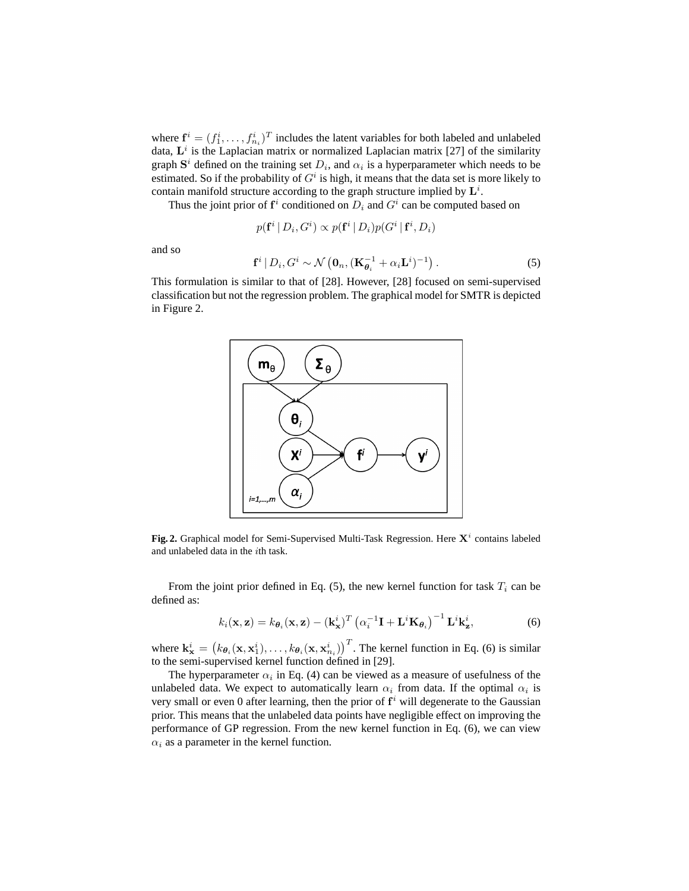where $\mathbf{f}^i = (f_1^i, \ldots, f_{n_i}^i)^T$ includes the latent variables for both labeled and unlabeled data, $\mathbf{L}^i$ is the Laplacian matrix or normalized Laplacian matrix [27] of the similarity graph $\mathbf{S}^i$ defined on the training set $D_i$, and $\alpha_i$ is a hyperparameter which needs to be estimated. So if the probability of $G^i$ is high, it means that the data set is more likely to contain manifold structure according to the graph structure implied by $\mathbf{L}^i$.

Thus the joint prior of $\mathbf{f}^i$ conditioned on $D_i$ and $G^i$ can be computed based on

$$p(\mathbf{f}^i \mid D_i, G^i) \propto p(\mathbf{f}^i \mid D_i) p(G^i \mid \mathbf{f}^i, D_i)$$

and so

$$\mathbf{f}^i \mid D_i, G^i \sim \mathcal{N}\left(\mathbf{0}_n, (\mathbf{K}_{\boldsymbol{\theta}_i}^{-1} + \alpha_i \mathbf{L}^i)^{-1}\right). \tag{5}$$

This formulation is similar to that of [28]. However, [28] focused on semi-supervised classification but not the regression problem. The graphical model for SMTR is depicted in Figure 2.

**Fig. 2.** Graphical model for Semi-Supervised Multi-Task Regression. Here $\mathbf{X}^i$ contains labeled and unlabeled data in the $i$th task.

From the joint prior defined in Eq. (5), the new kernel function for task $T_i$ can be defined as:

$$k_i(\mathbf{x}, \mathbf{z}) = k_{\boldsymbol{\theta}_i}(\mathbf{x}, \mathbf{z}) - (\mathbf{k}_{\mathbf{x}}^i)^T \left(\alpha_i^{-1}\mathbf{I} + \mathbf{L}^i \mathbf{K}_{\boldsymbol{\theta}_i}\right)^{-1} \mathbf{L}^i \mathbf{k}_{\mathbf{z}}^i, \tag{6}$$

where $\mathbf{k}_{\mathbf{x}}^i = \left(k_{\boldsymbol{\theta}_i}(\mathbf{x}, \mathbf{x}_1^i), \ldots, k_{\boldsymbol{\theta}_i}(\mathbf{x}, \mathbf{x}_{n_i}^i)\right)^T$. The kernel function in Eq. (6) is similar to the semi-supervised kernel function defined in [29].

The hyperparameter $\alpha_i$ in Eq. (4) can be viewed as a measure of usefulness of the unlabeled data. We expect to automatically learn $\alpha_i$ from data. If the optimal $\alpha_i$ is very small or even 0 after learning, then the prior of $\mathbf{f}^i$ will degenerate to the Gaussian prior. This means that the unlabeled data points have negligible effect on improving the performance of GP regression. From the new kernel function in Eq. (6), we can view $\alpha_i$ as a parameter in the kernel function.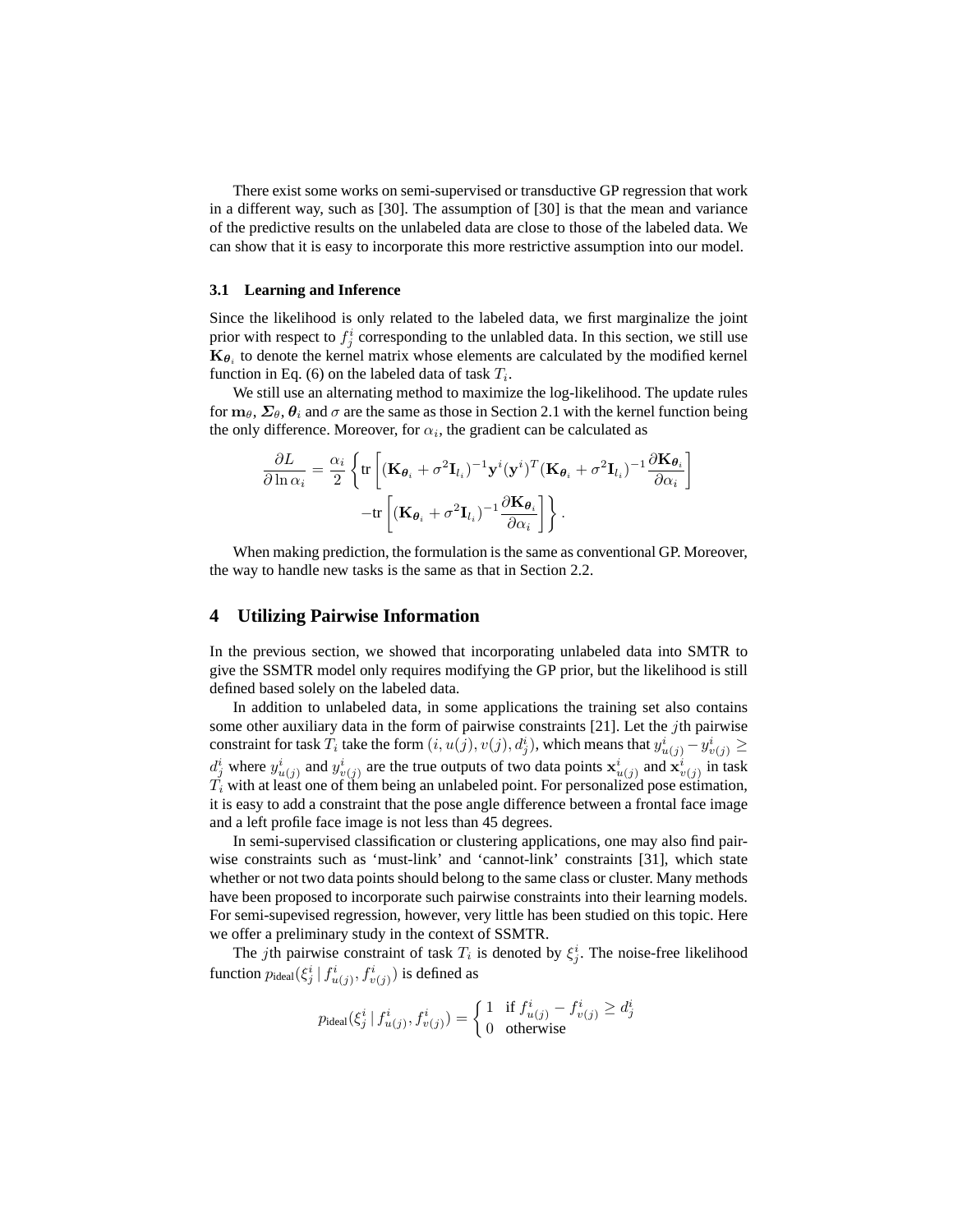There exist some works on semi-supervised or transductive GP regression that work in a different way, such as [30]. The assumption of [30] is that the mean and variance of the predictive results on the unlabeled data are close to those of the labeled data. We can show that it is easy to incorporate this more restrictive assumption into our model.

### 3.1 Learning and Inference

Since the likelihood is only related to the labeled data, we first marginalize the joint prior with respect to $f^i_j$ corresponding to the unlabled data. In this section, we still use $\mathbf{K}_{\boldsymbol{\theta}_i}$ to denote the kernel matrix whose elements are calculated by the modified kernel function in Eq. (6) on the labeled data of task $T_i$.

We still use an alternating method to maximize the log-likelihood. The update rules for $\mathbf{m}_\theta$, $\boldsymbol{\Sigma}_\theta$, $\boldsymbol{\theta}_i$ and $\sigma$ are the same as those in Section 2.1 with the kernel function being the only difference. Moreover, for $\alpha_i$, the gradient can be calculated as

$$\frac{\partial L}{\partial \ln \alpha_i} = \frac{\alpha_i}{2}\left\{ \mathrm{tr}\left[ (\mathbf{K}_{\boldsymbol{\theta}_i} + \sigma^2 \mathbf{I}_{l_i})^{-1} \mathbf{y}^i (\mathbf{y}^i)^T (\mathbf{K}_{\boldsymbol{\theta}_i} + \sigma^2 \mathbf{I}_{l_i})^{-1} \frac{\partial \mathbf{K}_{\boldsymbol{\theta}_i}}{\partial \alpha_i} \right] \right.$$
$$\left. - \mathrm{tr}\left[ (\mathbf{K}_{\boldsymbol{\theta}_i} + \sigma^2 \mathbf{I}_{l_i})^{-1} \frac{\partial \mathbf{K}_{\boldsymbol{\theta}_i}}{\partial \alpha_i} \right] \right\}.$$

When making prediction, the formulation is the same as conventional GP. Moreover, the way to handle new tasks is the same as that in Section 2.2.

## 4 Utilizing Pairwise Information

In the previous section, we showed that incorporating unlabeled data into SMTR to give the SSMTR model only requires modifying the GP prior, but the likelihood is still defined based solely on the labeled data.

In addition to unlabeled data, in some applications the training set also contains some other auxiliary data in the form of pairwise constraints [21]. Let the $j$th pairwise constraint for task $T_i$ take the form $(i, u(j), v(j), d^i_j)$, which means that $y^i_{u(j)} - y^i_{v(j)} \geq d^i_j$ where $y^i_{u(j)}$ and $y^i_{v(j)}$ are the true outputs of two data points $\mathbf{x}^i_{u(j)}$ and $\mathbf{x}^i_{v(j)}$ in task $T_i$ with at least one of them being an unlabeled point. For personalized pose estimation, it is easy to add a constraint that the pose angle difference between a frontal face image and a left profile face image is not less than 45 degrees.

In semi-supervised classification or clustering applications, one may also find pairwise constraints such as 'must-link' and 'cannot-link' constraints [31], which state whether or not two data points should belong to the same class or cluster. Many methods have been proposed to incorporate such pairwise constraints into their learning models. For semi-supevised regression, however, very little has been studied on this topic. Here we offer a preliminary study in the context of SSMTR.

The $j$th pairwise constraint of task $T_i$ is denoted by $\xi^i_j$. The noise-free likelihood function $p_{\text{ideal}}(\xi^i_j \mid f^i_{u(j)}, f^i_{v(j)})$ is defined as

$$p_{\text{ideal}}(\xi^i_j \mid f^i_{u(j)}, f^i_{v(j)}) = \begin{cases} 1 & \text{if } f^i_{u(j)} - f^i_{v(j)} \geq d^i_j \\ 0 & \text{otherwise} \end{cases}$$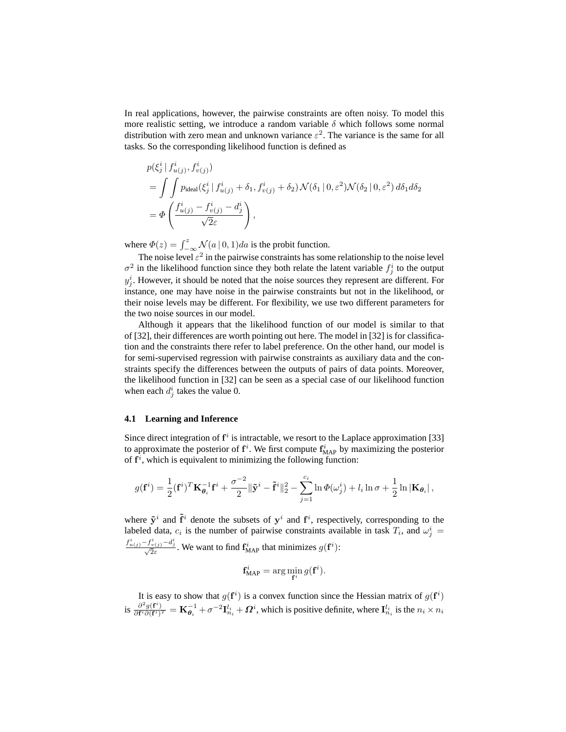In real applications, however, the pairwise constraints are often noisy. To model this more realistic setting, we introduce a random variable $\delta$ which follows some normal distribution with zero mean and unknown variance $\varepsilon^2$. The variance is the same for all tasks. So the corresponding likelihood function is defined as

$$
\begin{aligned}
& p(\xi_j^i \mid f_{u(j)}^i, f_{v(j)}^i) \\
&= \int \int p_{\text{ideal}}(\xi_j^i \mid f_{u(j)}^i + \delta_1, f_{v(j)}^i + \delta_2) \, \mathcal{N}(\delta_1 \mid 0, \varepsilon^2) \mathcal{N}(\delta_2 \mid 0, \varepsilon^2) \, d\delta_1 d\delta_2 \\
&= \Phi\left( \frac{f_{u(j)}^i - f_{v(j)}^i - d_j^i}{\sqrt{2}\varepsilon} \right),
\end{aligned}
$$

where $\Phi(z) = \int_{-\infty}^{z} \mathcal{N}(a \mid 0, 1) da$ is the probit function.

The noise level $\varepsilon^2$ in the pairwise constraints has some relationship to the noise level $\sigma^2$ in the likelihood function since they both relate the latent variable $f_j^i$ to the output $y_j^i$. However, it should be noted that the noise sources they represent are different. For instance, one may have noise in the pairwise constraints but not in the likelihood, or their noise levels may be different. For flexibility, we use two different parameters for the two noise sources in our model.

Although it appears that the likelihood function of our model is similar to that of [32], their differences are worth pointing out here. The model in [32] is for classification and the constraints there refer to label preference. On the other hand, our model is for semi-supervised regression with pairwise constraints as auxiliary data and the constraints specify the differences between the outputs of pairs of data points. Moreover, the likelihood function in [32] can be seen as a special case of our likelihood function when each $d_j^i$ takes the value 0.

### 4.1 Learning and Inference

Since direct integration of $\mathbf{f}^i$ is intractable, we resort to the Laplace approximation [33] to approximate the posterior of $\mathbf{f}^i$. We first compute $\mathbf{f}_{\text{MAP}}^i$ by maximizing the posterior of $\mathbf{f}^i$, which is equivalent to minimizing the following function:

$$
g(\mathbf{f}^i) = \frac{1}{2} (\mathbf{f}^i)^T \mathbf{K}_{\boldsymbol{\theta}_i}^{-1} \mathbf{f}^i + \frac{\sigma^{-2}}{2} \|\tilde{\mathbf{y}}^i - \tilde{\mathbf{f}}^i\|_2^2 - \sum_{j=1}^{c_i} \ln \Phi(\omega_j^i) + l_i \ln \sigma + \frac{1}{2} \ln |\mathbf{K}_{\boldsymbol{\theta}_i}| \, ,
$$

where $\tilde{\mathbf{y}}^i$ and $\tilde{\mathbf{f}}^i$ denote the subsets of $\mathbf{y}^i$ and $\mathbf{f}^i$, respectively, corresponding to the labeled data, $c_i$ is the number of pairwise constraints available in task $T_i$, and $\omega_j^i = \frac{f_{u(j)}^i - f_{v(j)}^i - d_j^i}{\sqrt{2}\varepsilon}$. We want to find $\mathbf{f}_{\text{MAP}}^i$ that minimizes $g(\mathbf{f}^i)$:

$$
\mathbf{f}_{\text{MAP}}^i = \arg\min_{\mathbf{f}^i} g(\mathbf{f}^i).
$$

It is easy to show that $g(\mathbf{f}^i)$ is a convex function since the Hessian matrix of $g(\mathbf{f}^i)$ is $\frac{\partial^2 g(\mathbf{f}^i)}{\partial \mathbf{f}^i \partial (\mathbf{f}^i)^T} = \mathbf{K}_{\boldsymbol{\theta}_i}^{-1} + \sigma^{-2} \mathbf{I}_{n_i}^{l_i} + \boldsymbol{\Omega}^i$, which is positive definite, where $\mathbf{I}_{n_i}^{l_i}$ is the $n_i \times n_i$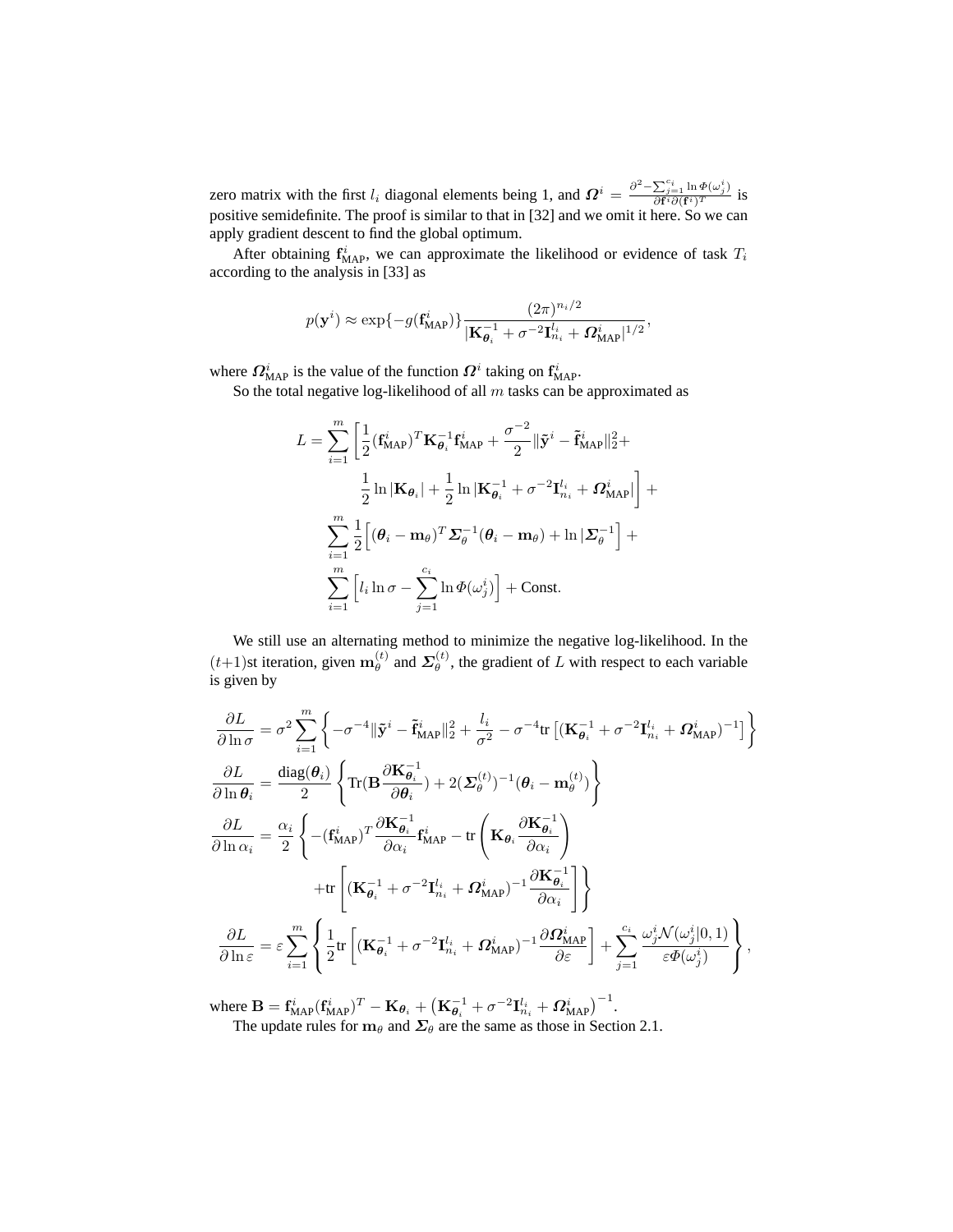zero matrix with the first $l_i$ diagonal elements being 1, and $\boldsymbol{\Omega}^i = \frac{\partial^2 - \sum_{j=1}^{c_i} \ln \Phi(\omega_j^i)}{\partial \mathbf{f}^i \partial (\mathbf{f}^i)^T}$ is positive semidefinite. The proof is similar to that in [32] and we omit it here. So we can apply gradient descent to find the global optimum.

After obtaining $\mathbf{f}^i_{\text{MAP}}$, we can approximate the likelihood or evidence of task $T_i$ according to the analysis in [33] as

$$p(\mathbf{y}^i) \approx \exp\{-g(\mathbf{f}^i_{\text{MAP}})\} \frac{(2\pi)^{n_i/2}}{|\mathbf{K}_{\boldsymbol{\theta}_i}^{-1} + \sigma^{-2}\mathbf{I}_{n_i}^{l_i} + \boldsymbol{\Omega}^i_{\text{MAP}}|^{1/2}},$$

where $\boldsymbol{\Omega}^i_{\text{MAP}}$ is the value of the function $\boldsymbol{\Omega}^i$ taking on $\mathbf{f}^i_{\text{MAP}}$.

So the total negative log-likelihood of all $m$ tasks can be approximated as

$$\begin{aligned}
L = \sum_{i=1}^m \bigg[ & \frac{1}{2}(\mathbf{f}^i_{\text{MAP}})^T \mathbf{K}_{\boldsymbol{\theta}_i}^{-1} \mathbf{f}^i_{\text{MAP}} + \frac{\sigma^{-2}}{2} \|\tilde{\mathbf{y}}^i - \tilde{\mathbf{f}}^i_{\text{MAP}}\|_2^2 + \\
& \frac{1}{2}\ln|\mathbf{K}_{\boldsymbol{\theta}_i}| + \frac{1}{2}\ln|\mathbf{K}_{\boldsymbol{\theta}_i}^{-1} + \sigma^{-2}\mathbf{I}_{n_i}^{l_i} + \boldsymbol{\Omega}^i_{\text{MAP}}| \bigg] + \\
& \sum_{i=1}^m \frac{1}{2}\Big[(\boldsymbol{\theta}_i - \mathbf{m}_\theta)^T \boldsymbol{\Sigma}_\theta^{-1} (\boldsymbol{\theta}_i - \mathbf{m}_\theta) + \ln|\boldsymbol{\Sigma}_\theta^{-1}\Big] + \\
& \sum_{i=1}^m \Big[l_i \ln\sigma - \sum_{j=1}^{c_i} \ln \Phi(\omega_j^i)\Big] + \text{Const.}
\end{aligned}$$

We still use an alternating method to minimize the negative log-likelihood. In the $(t+1)$st iteration, given $\mathbf{m}_\theta^{(t)}$ and $\boldsymbol{\Sigma}_\theta^{(t)}$, the gradient of $L$ with respect to each variable is given by

$$\begin{aligned}
\frac{\partial L}{\partial \ln\sigma} &= \sigma^2 \sum_{i=1}^m \left\{ -\sigma^{-4}\|\tilde{\mathbf{y}}^i - \tilde{\mathbf{f}}^i_{\text{MAP}}\|_2^2 + \frac{l_i}{\sigma^2} - \sigma^{-4}\text{tr}\left[(\mathbf{K}_{\boldsymbol{\theta}_i}^{-1} + \sigma^{-2}\mathbf{I}_{n_i}^{l_i} + \boldsymbol{\Omega}^i_{\text{MAP}})^{-1}\right] \right\} \\
\frac{\partial L}{\partial \ln\boldsymbol{\theta}_i} &= \frac{\text{diag}(\boldsymbol{\theta}_i)}{2} \left\{ \text{Tr}(\mathbf{B}\frac{\partial \mathbf{K}_{\boldsymbol{\theta}_i}^{-1}}{\partial \boldsymbol{\theta}_i}) + 2(\boldsymbol{\Sigma}_\theta^{(t)})^{-1}(\boldsymbol{\theta}_i - \mathbf{m}_\theta^{(t)}) \right\} \\
\frac{\partial L}{\partial \ln\alpha_i} &= \frac{\alpha_i}{2} \left\{ -(\mathbf{f}^i_{\text{MAP}})^T \frac{\partial \mathbf{K}_{\boldsymbol{\theta}_i}^{-1}}{\partial \alpha_i} \mathbf{f}^i_{\text{MAP}} - \text{tr}\left(\mathbf{K}_{\boldsymbol{\theta}_i} \frac{\partial \mathbf{K}_{\boldsymbol{\theta}_i}^{-1}}{\partial \alpha_i}\right) \right. \\
&\qquad \left. + \text{tr}\left[(\mathbf{K}_{\boldsymbol{\theta}_i}^{-1} + \sigma^{-2}\mathbf{I}_{n_i}^{l_i} + \boldsymbol{\Omega}^i_{\text{MAP}})^{-1} \frac{\partial \mathbf{K}_{\boldsymbol{\theta}_i}^{-1}}{\partial \alpha_i}\right] \right\} \\
\frac{\partial L}{\partial \ln\varepsilon} &= \varepsilon \sum_{i=1}^m \left\{ \frac{1}{2}\text{tr}\left[(\mathbf{K}_{\boldsymbol{\theta}_i}^{-1} + \sigma^{-2}\mathbf{I}_{n_i}^{l_i} + \boldsymbol{\Omega}^i_{\text{MAP}})^{-1} \frac{\partial \boldsymbol{\Omega}^i_{\text{MAP}}}{\partial \varepsilon}\right] + \sum_{j=1}^{c_i} \frac{\omega_j^i \mathcal{N}(\omega_j^i|0,1)}{\varepsilon \Phi(\omega_j^i)} \right\},
\end{aligned}$$

where $\mathbf{B} = \mathbf{f}^i_{\text{MAP}}(\mathbf{f}^i_{\text{MAP}})^T - \mathbf{K}_{\boldsymbol{\theta}_i} + \left(\mathbf{K}_{\boldsymbol{\theta}_i}^{-1} + \sigma^{-2}\mathbf{I}_{n_i}^{l_i} + \boldsymbol{\Omega}^i_{\text{MAP}}\right)^{-1}$.

The update rules for $\mathbf{m}_\theta$ and $\boldsymbol{\Sigma}_\theta$ are the same as those in Section 2.1.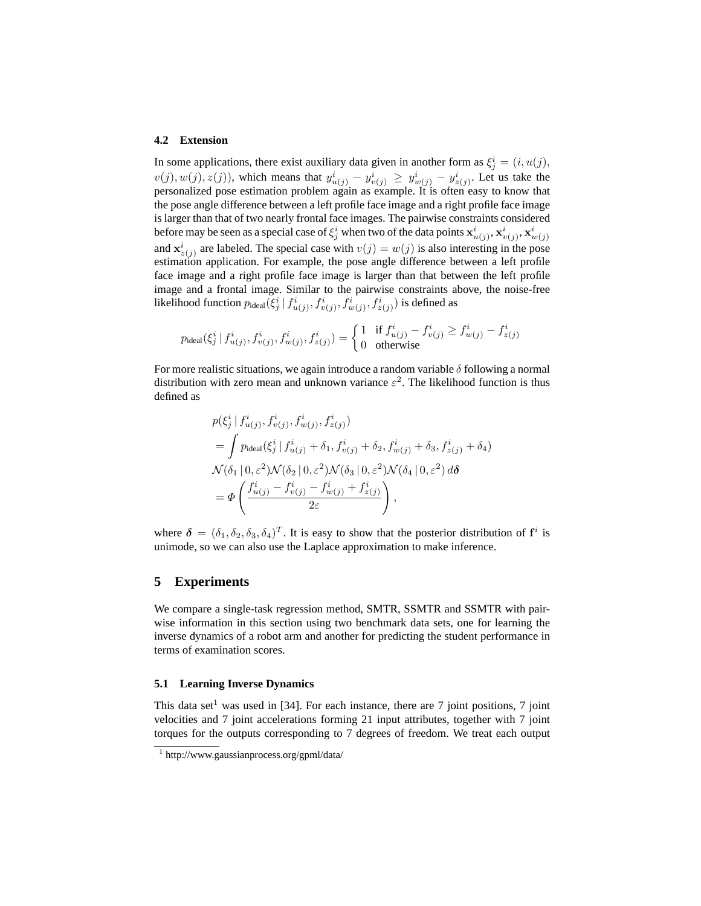### 4.2 Extension

In some applications, there exist auxiliary data given in another form as $\xi_j^i = (i, u(j), v(j), w(j), z(j))$, which means that $y^i_{u(j)} - y^i_{v(j)} \geq y^i_{w(j)} - y^i_{z(j)}$. Let us take the personalized pose estimation problem again as example. It is often easy to know that the pose angle difference between a left profile face image and a right profile face image is larger than that of two nearly frontal face images. The pairwise constraints considered before may be seen as a special case of $\xi_j^i$ when two of the data points $\mathbf{x}^i_{u(j)}, \mathbf{x}^i_{v(j)}, \mathbf{x}^i_{w(j)}$ and $\mathbf{x}^i_{z(j)}$ are labeled. The special case with $v(j) = w(j)$ is also interesting in the pose estimation application. For example, the pose angle difference between a left profile face image and a right profile face image is larger than that between the left profile image and a frontal image. Similar to the pairwise constraints above, the noise-free likelihood function $p_{\text{ideal}}(\xi_j^i \mid f^i_{u(j)}, f^i_{v(j)}, f^i_{w(j)}, f^i_{z(j)})$ is defined as

$$
p_{\text{ideal}}(\xi_j^i \mid f^i_{u(j)}, f^i_{v(j)}, f^i_{w(j)}, f^i_{z(j)}) = \begin{cases} 1 & \text{if } f^i_{u(j)} - f^i_{v(j)} \geq f^i_{w(j)} - f^i_{z(j)} \\ 0 & \text{otherwise} \end{cases}
$$

For more realistic situations, we again introduce a random variable $\delta$ following a normal distribution with zero mean and unknown variance $\varepsilon^2$. The likelihood function is thus defined as

$$
\begin{aligned}
& p(\xi_j^i \mid f^i_{u(j)}, f^i_{v(j)}, f^i_{w(j)}, f^i_{z(j)}) \\
&= \int p_{\text{ideal}}(\xi_j^i \mid f^i_{u(j)} + \delta_1, f^i_{v(j)} + \delta_2, f^i_{w(j)} + \delta_3, f^i_{z(j)} + \delta_4) \\
& \mathcal{N}(\delta_1 \mid 0, \varepsilon^2)\mathcal{N}(\delta_2 \mid 0, \varepsilon^2)\mathcal{N}(\delta_3 \mid 0, \varepsilon^2)\mathcal{N}(\delta_4 \mid 0, \varepsilon^2)\, d\boldsymbol{\delta} \\
&= \Phi\left(\frac{f^i_{u(j)} - f^i_{v(j)} - f^i_{w(j)} + f^i_{z(j)}}{2\varepsilon}\right),
\end{aligned}
$$

where $\boldsymbol{\delta} = (\delta_1, \delta_2, \delta_3, \delta_4)^T$. It is easy to show that the posterior distribution of $\mathbf{f}^i$ is unimode, so we can also use the Laplace approximation to make inference.

## 5 Experiments

We compare a single-task regression method, SMTR, SSMTR and SSMTR with pairwise information in this section using two benchmark data sets, one for learning the inverse dynamics of a robot arm and another for predicting the student performance in terms of examination scores.

### 5.1 Learning Inverse Dynamics

This data set[1] was used in [34]. For each instance, there are 7 joint positions, 7 joint velocities and 7 joint accelerations forming 21 input attributes, together with 7 joint torques for the outputs corresponding to 7 degrees of freedom. We treat each output

[1] http://www.gaussianprocess.org/gpml/data/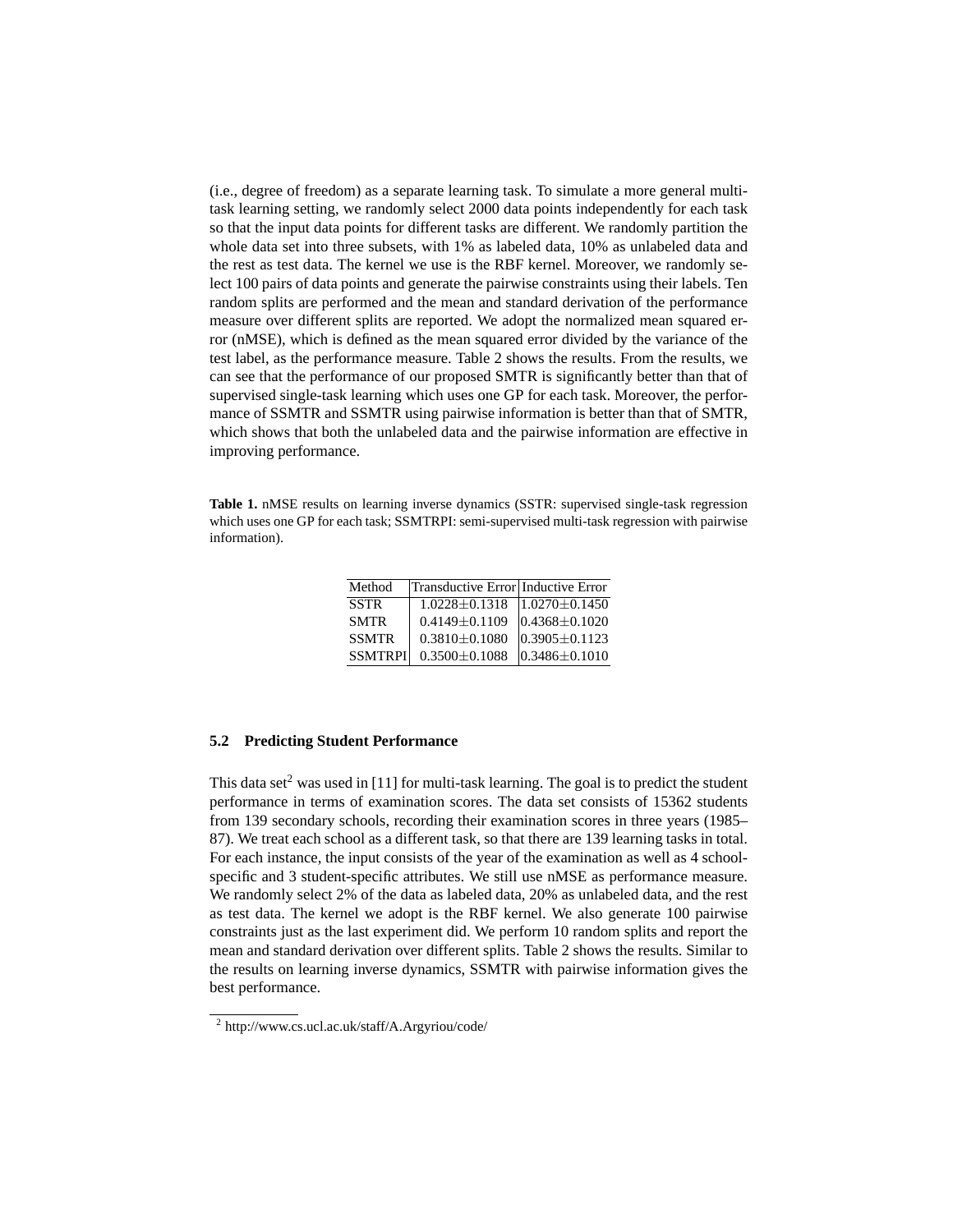(i.e., degree of freedom) as a separate learning task. To simulate a more general multi-task learning setting, we randomly select 2000 data points independently for each task so that the input data points for different tasks are different. We randomly partition the whole data set into three subsets, with 1% as labeled data, 10% as unlabeled data and the rest as test data. The kernel we use is the RBF kernel. Moreover, we randomly select 100 pairs of data points and generate the pairwise constraints using their labels. Ten random splits are performed and the mean and standard derivation of the performance measure over different splits are reported. We adopt the normalized mean squared error (nMSE), which is defined as the mean squared error divided by the variance of the test label, as the performance measure. Table 2 shows the results. From the results, we can see that the performance of our proposed SMTR is significantly better than that of supervised single-task learning which uses one GP for each task. Moreover, the performance of SSMTR and SSMTR using pairwise information is better than that of SMTR, which shows that both the unlabeled data and the pairwise information are effective in improving performance.

**Table 1.** nMSE results on learning inverse dynamics (SSTR: supervised single-task regression which uses one GP for each task; SSMTRPI: semi-supervised multi-task regression with pairwise information).

| Method | Transductive Error | Inductive Error |
|---|---|---|
| SSTR | $1.0228\pm0.1318$ | $1.0270\pm0.1450$ |
| SMTR | $0.4149\pm0.1109$ | $0.4368\pm0.1020$ |
| SSMTR | $0.3810\pm0.1080$ | $0.3905\pm0.1123$ |
| SSMTRPI | $0.3500\pm0.1088$ | $0.3486\pm0.1010$ |

### 5.2 Predicting Student Performance

This data set[2] was used in [11] for multi-task learning. The goal is to predict the student performance in terms of examination scores. The data set consists of 15362 students from 139 secondary schools, recording their examination scores in three years (1985–87). We treat each school as a different task, so that there are 139 learning tasks in total. For each instance, the input consists of the year of the examination as well as 4 school-specific and 3 student-specific attributes. We still use nMSE as performance measure. We randomly select 2% of the data as labeled data, 20% as unlabeled data, and the rest as test data. The kernel we adopt is the RBF kernel. We also generate 100 pairwise constraints just as the last experiment did. We perform 10 random splits and report the mean and standard derivation over different splits. Table 2 shows the results. Similar to the results on learning inverse dynamics, SSMTR with pairwise information gives the best performance.

[2] http://www.cs.ucl.ac.uk/staff/A.Argyriou/code/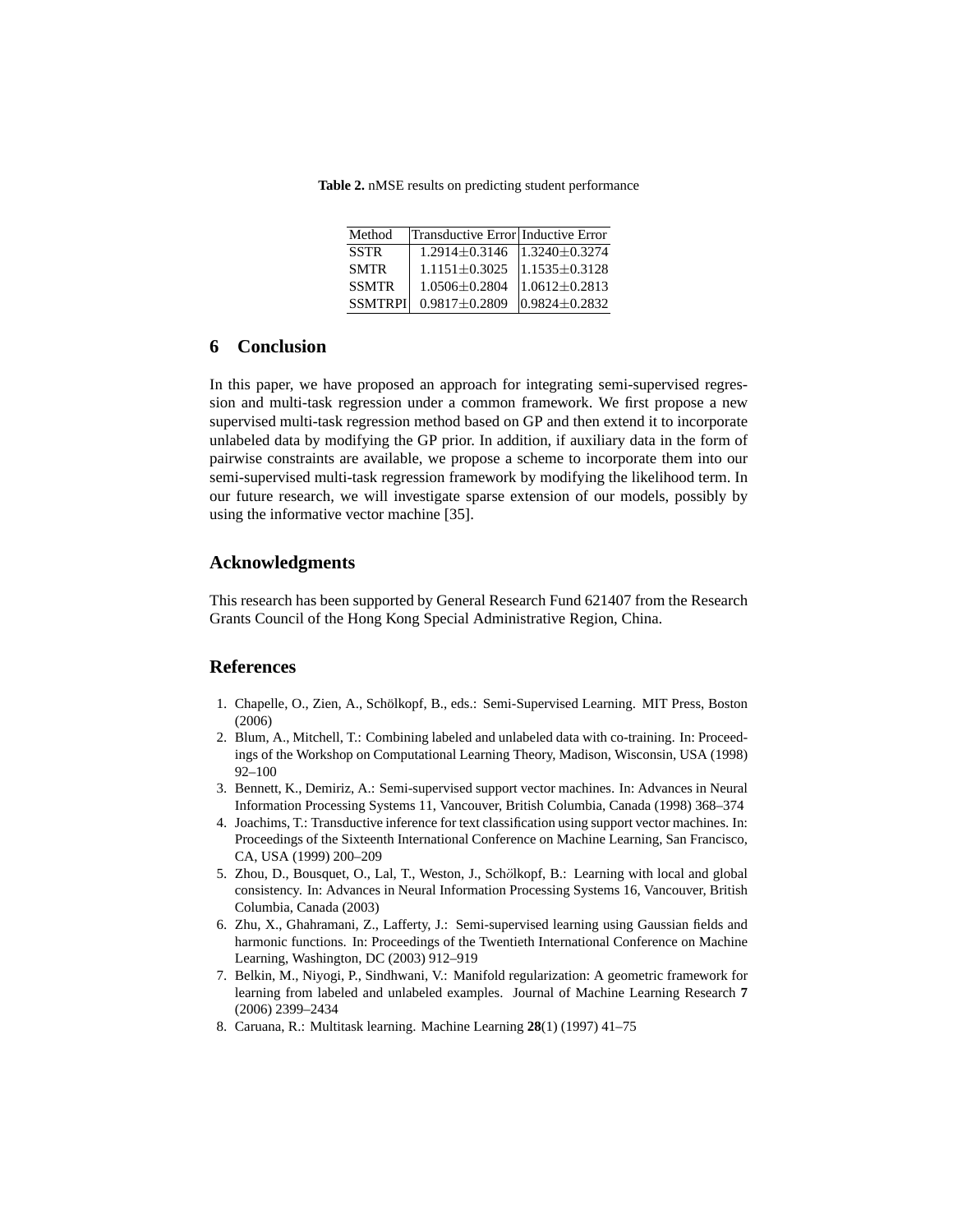**Table 2.** nMSE results on predicting student performance

| Method | Transductive Error | Inductive Error |
| --- | --- | --- |
| SSTR | $1.2914 \pm 0.3146$ | $1.3240 \pm 0.3274$ |
| SMTR | $1.1151 \pm 0.3025$ | $1.1535 \pm 0.3128$ |
| SSMTR | $1.0506 \pm 0.2804$ | $1.0612 \pm 0.2813$ |
| SSMTRPI | $0.9817 \pm 0.2809$ | $0.9824 \pm 0.2832$ |

## 6 Conclusion

In this paper, we have proposed an approach for integrating semi-supervised regression and multi-task regression under a common framework. We first propose a new supervised multi-task regression method based on GP and then extend it to incorporate unlabeled data by modifying the GP prior. In addition, if auxiliary data in the form of pairwise constraints are available, we propose a scheme to incorporate them into our semi-supervised multi-task regression framework by modifying the likelihood term. In our future research, we will investigate sparse extension of our models, possibly by using the informative vector machine [35].

## Acknowledgments

This research has been supported by General Research Fund 621407 from the Research Grants Council of the Hong Kong Special Administrative Region, China.

## References

1. Chapelle, O., Zien, A., Schölkopf, B., eds.: Semi-Supervised Learning. MIT Press, Boston (2006)
2. Blum, A., Mitchell, T.: Combining labeled and unlabeled data with co-training. In: Proceedings of the Workshop on Computational Learning Theory, Madison, Wisconsin, USA (1998) 92–100
3. Bennett, K., Demiriz, A.: Semi-supervised support vector machines. In: Advances in Neural Information Processing Systems 11, Vancouver, British Columbia, Canada (1998) 368–374
4. Joachims, T.: Transductive inference for text classification using support vector machines. In: Proceedings of the Sixteenth International Conference on Machine Learning, San Francisco, CA, USA (1999) 200–209
5. Zhou, D., Bousquet, O., Lal, T., Weston, J., Schölkopf, B.: Learning with local and global consistency. In: Advances in Neural Information Processing Systems 16, Vancouver, British Columbia, Canada (2003)
6. Zhu, X., Ghahramani, Z., Lafferty, J.: Semi-supervised learning using Gaussian fields and harmonic functions. In: Proceedings of the Twentieth International Conference on Machine Learning, Washington, DC (2003) 912–919
7. Belkin, M., Niyogi, P., Sindhwani, V.: Manifold regularization: A geometric framework for learning from labeled and unlabeled examples. Journal of Machine Learning Research **7** (2006) 2399–2434
8. Caruana, R.: Multitask learning. Machine Learning **28**(1) (1997) 41–75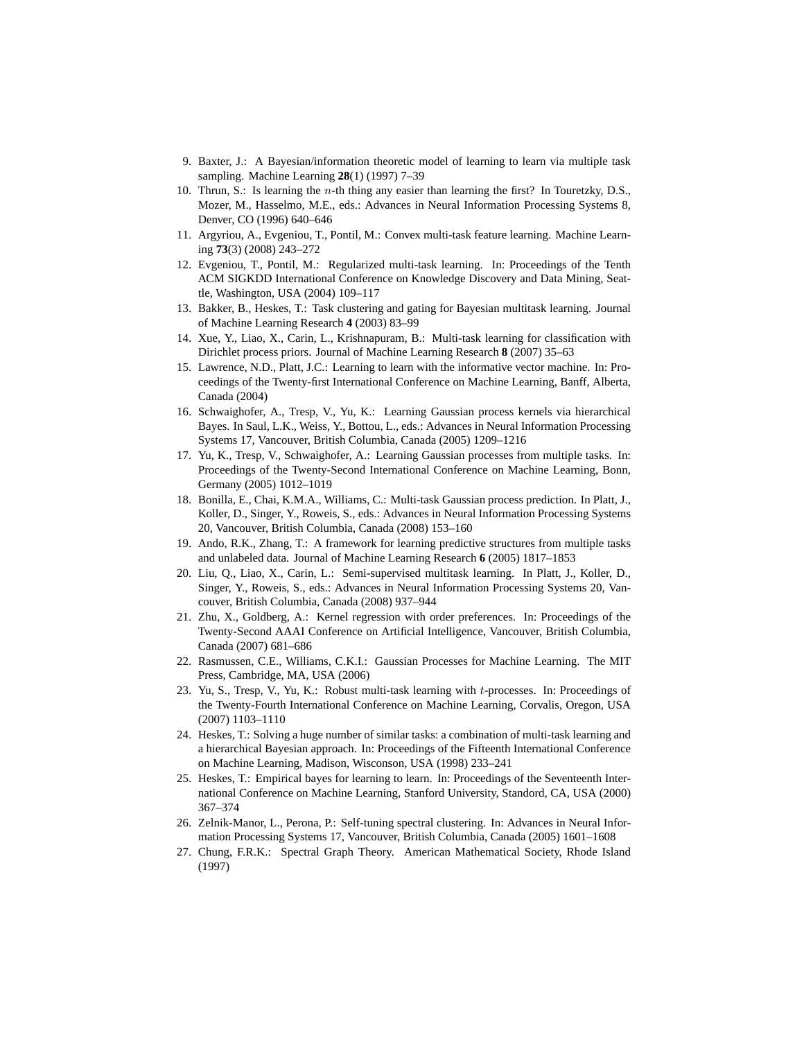9. Baxter, J.: A Bayesian/information theoretic model of learning to learn via multiple task sampling. Machine Learning **28**(1) (1997) 7–39
10. Thrun, S.: Is learning the $n$-th thing any easier than learning the first? In Touretzky, D.S., Mozer, M., Hasselmo, M.E., eds.: Advances in Neural Information Processing Systems 8, Denver, CO (1996) 640–646
11. Argyriou, A., Evgeniou, T., Pontil, M.: Convex multi-task feature learning. Machine Learning **73**(3) (2008) 243–272
12. Evgeniou, T., Pontil, M.: Regularized multi-task learning. In: Proceedings of the Tenth ACM SIGKDD International Conference on Knowledge Discovery and Data Mining, Seattle, Washington, USA (2004) 109–117
13. Bakker, B., Heskes, T.: Task clustering and gating for Bayesian multitask learning. Journal of Machine Learning Research **4** (2003) 83–99
14. Xue, Y., Liao, X., Carin, L., Krishnapuram, B.: Multi-task learning for classification with Dirichlet process priors. Journal of Machine Learning Research **8** (2007) 35–63
15. Lawrence, N.D., Platt, J.C.: Learning to learn with the informative vector machine. In: Proceedings of the Twenty-first International Conference on Machine Learning, Banff, Alberta, Canada (2004)
16. Schwaighofer, A., Tresp, V., Yu, K.: Learning Gaussian process kernels via hierarchical Bayes. In Saul, L.K., Weiss, Y., Bottou, L., eds.: Advances in Neural Information Processing Systems 17, Vancouver, British Columbia, Canada (2005) 1209–1216
17. Yu, K., Tresp, V., Schwaighofer, A.: Learning Gaussian processes from multiple tasks. In: Proceedings of the Twenty-Second International Conference on Machine Learning, Bonn, Germany (2005) 1012–1019
18. Bonilla, E., Chai, K.M.A., Williams, C.: Multi-task Gaussian process prediction. In Platt, J., Koller, D., Singer, Y., Roweis, S., eds.: Advances in Neural Information Processing Systems 20, Vancouver, British Columbia, Canada (2008) 153–160
19. Ando, R.K., Zhang, T.: A framework for learning predictive structures from multiple tasks and unlabeled data. Journal of Machine Learning Research **6** (2005) 1817–1853
20. Liu, Q., Liao, X., Carin, L.: Semi-supervised multitask learning. In Platt, J., Koller, D., Singer, Y., Roweis, S., eds.: Advances in Neural Information Processing Systems 20, Vancouver, British Columbia, Canada (2008) 937–944
21. Zhu, X., Goldberg, A.: Kernel regression with order preferences. In: Proceedings of the Twenty-Second AAAI Conference on Artificial Intelligence, Vancouver, British Columbia, Canada (2007) 681–686
22. Rasmussen, C.E., Williams, C.K.I.: Gaussian Processes for Machine Learning. The MIT Press, Cambridge, MA, USA (2006)
23. Yu, S., Tresp, V., Yu, K.: Robust multi-task learning with $t$-processes. In: Proceedings of the Twenty-Fourth International Conference on Machine Learning, Corvalis, Oregon, USA (2007) 1103–1110
24. Heskes, T.: Solving a huge number of similar tasks: a combination of multi-task learning and a hierarchical Bayesian approach. In: Proceedings of the Fifteenth International Conference on Machine Learning, Madison, Wisconson, USA (1998) 233–241
25. Heskes, T.: Empirical bayes for learning to learn. In: Proceedings of the Seventeenth International Conference on Machine Learning, Stanford University, Standord, CA, USA (2000) 367–374
26. Zelnik-Manor, L., Perona, P.: Self-tuning spectral clustering. In: Advances in Neural Information Processing Systems 17, Vancouver, British Columbia, Canada (2005) 1601–1608
27. Chung, F.R.K.: Spectral Graph Theory. American Mathematical Society, Rhode Island (1997)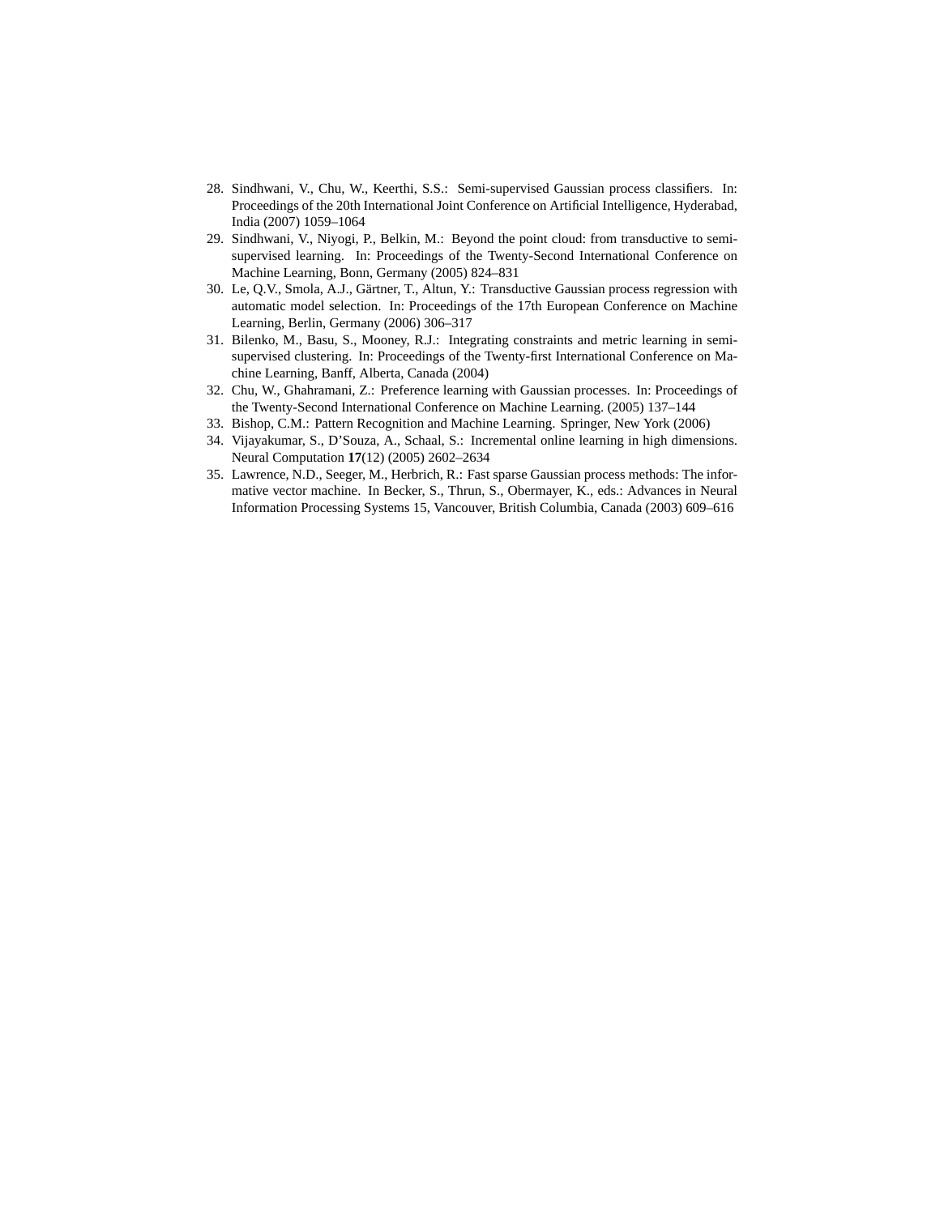28. Sindhwani, V., Chu, W., Keerthi, S.S.: Semi-supervised Gaussian process classifiers. In: Proceedings of the 20th International Joint Conference on Artificial Intelligence, Hyderabad, India (2007) 1059–1064
29. Sindhwani, V., Niyogi, P., Belkin, M.: Beyond the point cloud: from transductive to semi-supervised learning. In: Proceedings of the Twenty-Second International Conference on Machine Learning, Bonn, Germany (2005) 824–831
30. Le, Q.V., Smola, A.J., Gärtner, T., Altun, Y.: Transductive Gaussian process regression with automatic model selection. In: Proceedings of the 17th European Conference on Machine Learning, Berlin, Germany (2006) 306–317
31. Bilenko, M., Basu, S., Mooney, R.J.: Integrating constraints and metric learning in semi-supervised clustering. In: Proceedings of the Twenty-first International Conference on Machine Learning, Banff, Alberta, Canada (2004)
32. Chu, W., Ghahramani, Z.: Preference learning with Gaussian processes. In: Proceedings of the Twenty-Second International Conference on Machine Learning. (2005) 137–144
33. Bishop, C.M.: Pattern Recognition and Machine Learning. Springer, New York (2006)
34. Vijayakumar, S., D'Souza, A., Schaal, S.: Incremental online learning in high dimensions. Neural Computation **17**(12) (2005) 2602–2634
35. Lawrence, N.D., Seeger, M., Herbrich, R.: Fast sparse Gaussian process methods: The informative vector machine. In Becker, S., Thrun, S., Obermayer, K., eds.: Advances in Neural Information Processing Systems 15, Vancouver, British Columbia, Canada (2003) 609–616